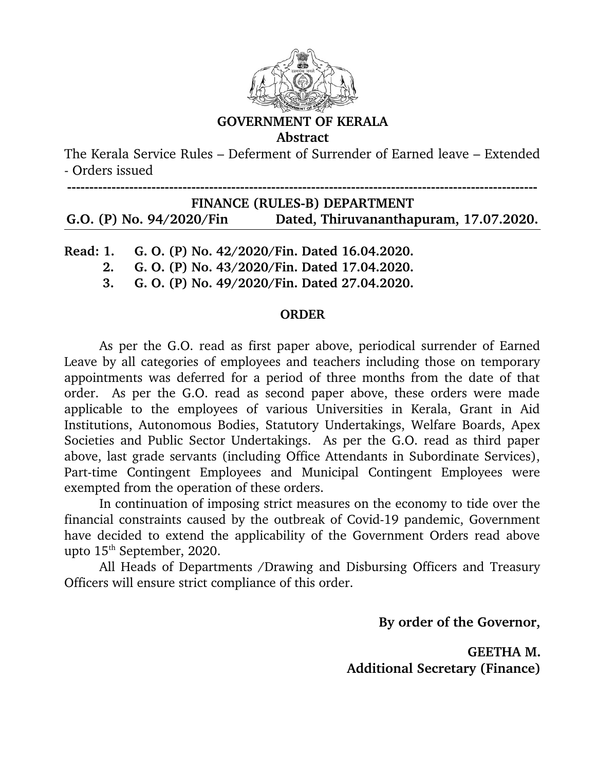# GOVERNMENT OF KERALA

**Abstract**

The Kerala Service Rules – Deferment of Surrender of Earned leave – Extended - Orders issued

---

**FINANCE (RULES-B) DEPARTMENT**

**G.O. (P) No. 94/2020/Fin Dated, Thiruvananthapuram, 17.07.2020.**

**Read: 1. G. O. (P) No. 42/2020/Fin. Dated 16.04.2020.**

**2. G. O. (P) No. 43/2020/Fin. Dated 17.04.2020.**

**3. G. O. (P) No. 49/2020/Fin. Dated 27.04.2020.**

**ORDER**

As per the G.O. read as first paper above, periodical surrender of Earned Leave by all categories of employees and teachers including those on temporary appointments was deferred for a period of three months from the date of that order. As per the G.O. read as second paper above, these orders were made applicable to the employees of various Universities in Kerala, Grant in Aid Institutions, Autonomous Bodies, Statutory Undertakings, Welfare Boards, Apex Societies and Public Sector Undertakings. As per the G.O. read as third paper above, last grade servants (including Office Attendants in Subordinate Services), Part-time Contingent Employees and Municipal Contingent Employees were exempted from the operation of these orders.

In continuation of imposing strict measures on the economy to tide over the financial constraints caused by the outbreak of Covid-19 pandemic, Government have decided to extend the applicability of the Government Orders read above upto 15th September, 2020.

All Heads of Departments /Drawing and Disbursing Officers and Treasury Officers will ensure strict compliance of this order.

**By order of the Governor,**

**GEETHA M.**
**Additional Secretary (Finance)**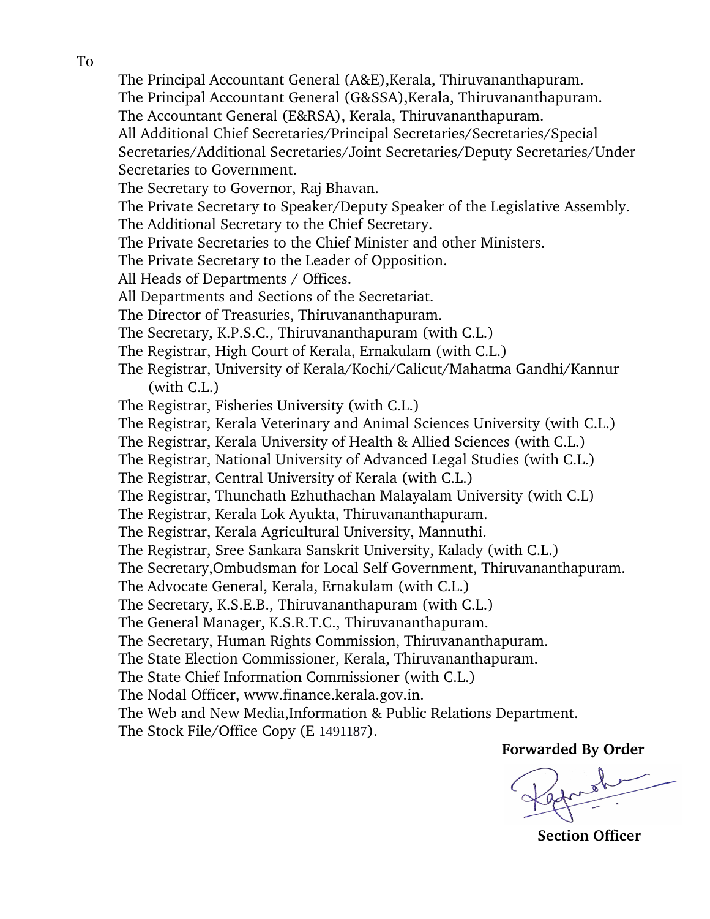To

The Principal Accountant General (A&E),Kerala, Thiruvananthapuram.
The Principal Accountant General (G&SSA),Kerala, Thiruvananthapuram.
The Accountant General (E&RSA), Kerala, Thiruvananthapuram.
All Additional Chief Secretaries/Principal Secretaries/Secretaries/Special Secretaries/Additional Secretaries/Joint Secretaries/Deputy Secretaries/Under Secretaries to Government.
The Secretary to Governor, Raj Bhavan.
The Private Secretary to Speaker/Deputy Speaker of the Legislative Assembly.
The Additional Secretary to the Chief Secretary.
The Private Secretaries to the Chief Minister and other Ministers.
The Private Secretary to the Leader of Opposition.
All Heads of Departments / Offices.
All Departments and Sections of the Secretariat.
The Director of Treasuries, Thiruvananthapuram.
The Secretary, K.P.S.C., Thiruvananthapuram (with C.L.)
The Registrar, High Court of Kerala, Ernakulam (with C.L.)
The Registrar, University of Kerala/Kochi/Calicut/Mahatma Gandhi/Kannur (with C.L.)
The Registrar, Fisheries University (with C.L.)
The Registrar, Kerala Veterinary and Animal Sciences University (with C.L.)
The Registrar, Kerala University of Health & Allied Sciences (with C.L.)
The Registrar, National University of Advanced Legal Studies (with C.L.)
The Registrar, Central University of Kerala (with C.L.)
The Registrar, Thunchath Ezhuthachan Malayalam University (with C.L)
The Registrar, Kerala Lok Ayukta, Thiruvananthapuram.
The Registrar, Kerala Agricultural University, Mannuthi.
The Registrar, Sree Sankara Sanskrit University, Kalady (with C.L.)
The Secretary,Ombudsman for Local Self Government, Thiruvananthapuram.
The Advocate General, Kerala, Ernakulam (with C.L.)
The Secretary, K.S.E.B., Thiruvananthapuram (with C.L.)
The General Manager, K.S.R.T.C., Thiruvananthapuram.
The Secretary, Human Rights Commission, Thiruvananthapuram.
The State Election Commissioner, Kerala, Thiruvananthapuram.
The State Chief Information Commissioner (with C.L.)
The Nodal Officer, www.finance.kerala.gov.in.
The Web and New Media,Information & Public Relations Department.
The Stock File/Office Copy (E 1491187).

**Forwarded By Order**

**Section Officer**